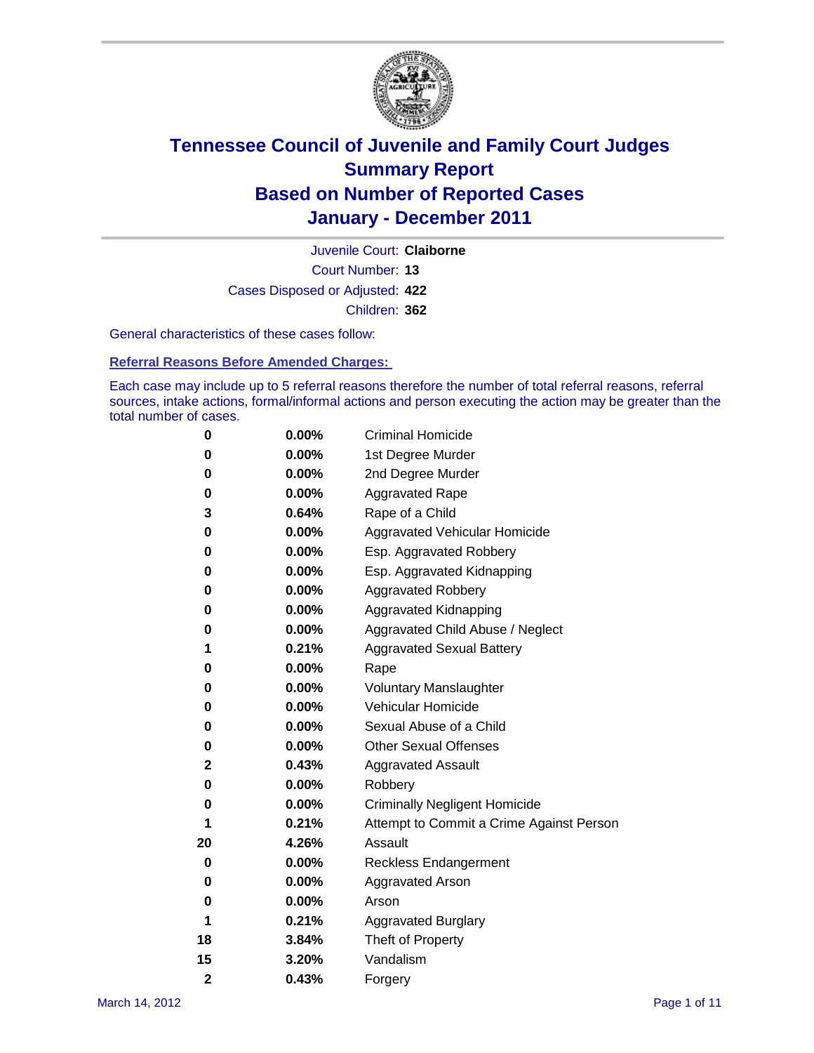# Tennessee Council of Juvenile and Family Court Judges
# Summary Report
# Based on Number of Reported Cases
# January - December 2011

Juvenile Court: **Claiborne**

Court Number: **13**

Cases Disposed or Adjusted: **422**

Children: **362**

General characteristics of these cases follow:

## Referral Reasons Before Amended Charges:

Each case may include up to 5 referral reasons therefore the number of total referral reasons, referral sources, intake actions, formal/informal actions and person executing the action may be greater than the total number of cases.

| | | |
|---|---|---|
| 0 | 0.00% | Criminal Homicide |
| 0 | 0.00% | 1st Degree Murder |
| 0 | 0.00% | 2nd Degree Murder |
| 0 | 0.00% | Aggravated Rape |
| 3 | 0.64% | Rape of a Child |
| 0 | 0.00% | Aggravated Vehicular Homicide |
| 0 | 0.00% | Esp. Aggravated Robbery |
| 0 | 0.00% | Esp. Aggravated Kidnapping |
| 0 | 0.00% | Aggravated Robbery |
| 0 | 0.00% | Aggravated Kidnapping |
| 0 | 0.00% | Aggravated Child Abuse / Neglect |
| 1 | 0.21% | Aggravated Sexual Battery |
| 0 | 0.00% | Rape |
| 0 | 0.00% | Voluntary Manslaughter |
| 0 | 0.00% | Vehicular Homicide |
| 0 | 0.00% | Sexual Abuse of a Child |
| 0 | 0.00% | Other Sexual Offenses |
| 2 | 0.43% | Aggravated Assault |
| 0 | 0.00% | Robbery |
| 0 | 0.00% | Criminally Negligent Homicide |
| 1 | 0.21% | Attempt to Commit a Crime Against Person |
| 20 | 4.26% | Assault |
| 0 | 0.00% | Reckless Endangerment |
| 0 | 0.00% | Aggravated Arson |
| 0 | 0.00% | Arson |
| 1 | 0.21% | Aggravated Burglary |
| 18 | 3.84% | Theft of Property |
| 15 | 3.20% | Vandalism |
| 2 | 0.43% | Forgery |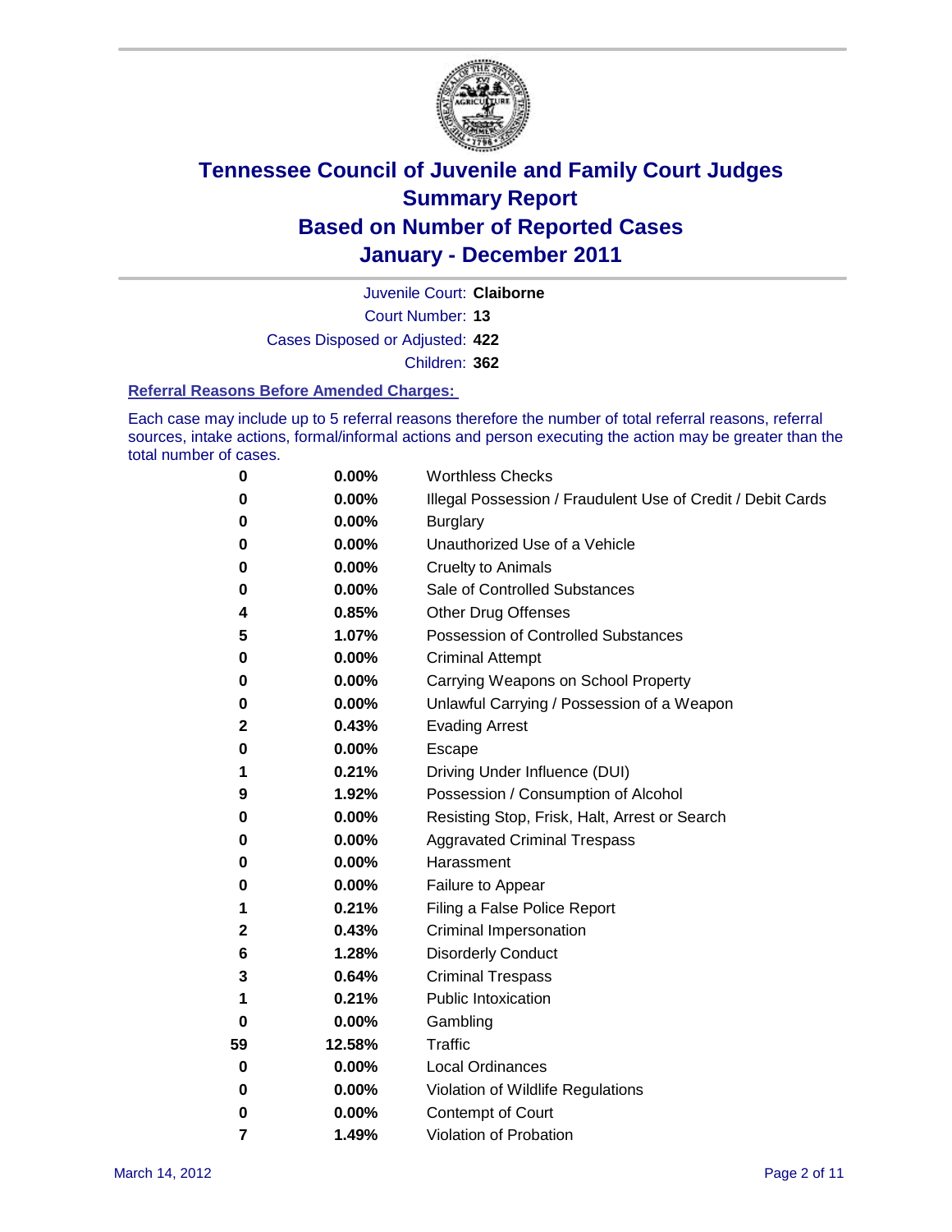# Tennessee Council of Juvenile and Family Court Judges
## Summary Report
## Based on Number of Reported Cases
## January - December 2011

Juvenile Court: **Claiborne**

Court Number: **13**

Cases Disposed or Adjusted: **422**

Children: **362**

### Referral Reasons Before Amended Charges:

Each case may include up to 5 referral reasons therefore the number of total referral reasons, referral sources, intake actions, formal/informal actions and person executing the action may be greater than the total number of cases.

| | | |
|---|---|---|
| 0 | 0.00% | Worthless Checks |
| 0 | 0.00% | Illegal Possession / Fraudulent Use of Credit / Debit Cards |
| 0 | 0.00% | Burglary |
| 0 | 0.00% | Unauthorized Use of a Vehicle |
| 0 | 0.00% | Cruelty to Animals |
| 0 | 0.00% | Sale of Controlled Substances |
| 4 | 0.85% | Other Drug Offenses |
| 5 | 1.07% | Possession of Controlled Substances |
| 0 | 0.00% | Criminal Attempt |
| 0 | 0.00% | Carrying Weapons on School Property |
| 0 | 0.00% | Unlawful Carrying / Possession of a Weapon |
| 2 | 0.43% | Evading Arrest |
| 0 | 0.00% | Escape |
| 1 | 0.21% | Driving Under Influence (DUI) |
| 9 | 1.92% | Possession / Consumption of Alcohol |
| 0 | 0.00% | Resisting Stop, Frisk, Halt, Arrest or Search |
| 0 | 0.00% | Aggravated Criminal Trespass |
| 0 | 0.00% | Harassment |
| 0 | 0.00% | Failure to Appear |
| 1 | 0.21% | Filing a False Police Report |
| 2 | 0.43% | Criminal Impersonation |
| 6 | 1.28% | Disorderly Conduct |
| 3 | 0.64% | Criminal Trespass |
| 1 | 0.21% | Public Intoxication |
| 0 | 0.00% | Gambling |
| 59 | 12.58% | Traffic |
| 0 | 0.00% | Local Ordinances |
| 0 | 0.00% | Violation of Wildlife Regulations |
| 0 | 0.00% | Contempt of Court |
| 7 | 1.49% | Violation of Probation |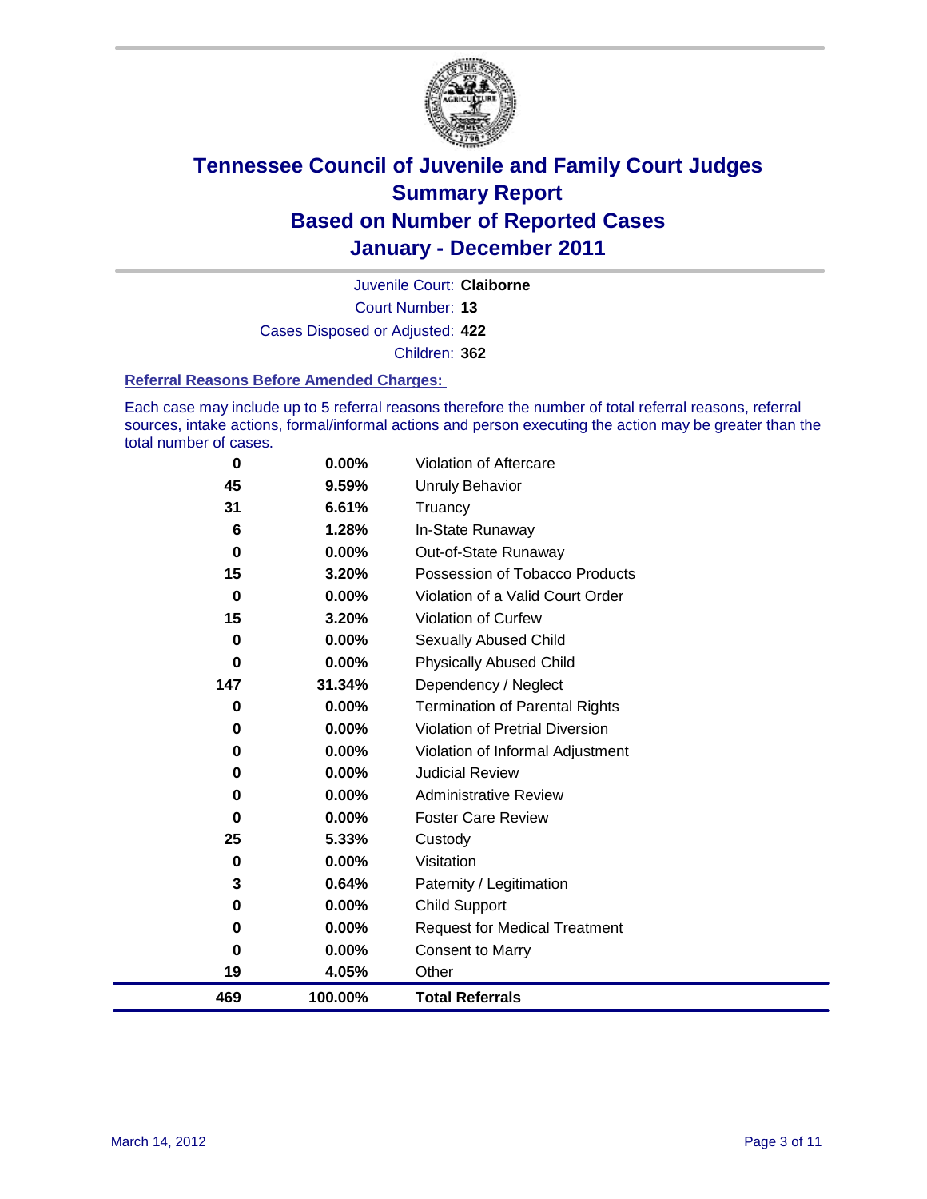# Tennessee Council of Juvenile and Family Court Judges
## Summary Report
## Based on Number of Reported Cases
## January - December 2011

Juvenile Court: **Claiborne**

Court Number: **13**

Cases Disposed or Adjusted: **422**

Children: **362**

### Referral Reasons Before Amended Charges:

Each case may include up to 5 referral reasons therefore the number of total referral reasons, referral sources, intake actions, formal/informal actions and person executing the action may be greater than the total number of cases.

| | | |
|---|---|---|
| 0 | 0.00% | Violation of Aftercare |
| 45 | 9.59% | Unruly Behavior |
| 31 | 6.61% | Truancy |
| 6 | 1.28% | In-State Runaway |
| 0 | 0.00% | Out-of-State Runaway |
| 15 | 3.20% | Possession of Tobacco Products |
| 0 | 0.00% | Violation of a Valid Court Order |
| 15 | 3.20% | Violation of Curfew |
| 0 | 0.00% | Sexually Abused Child |
| 0 | 0.00% | Physically Abused Child |
| 147 | 31.34% | Dependency / Neglect |
| 0 | 0.00% | Termination of Parental Rights |
| 0 | 0.00% | Violation of Pretrial Diversion |
| 0 | 0.00% | Violation of Informal Adjustment |
| 0 | 0.00% | Judicial Review |
| 0 | 0.00% | Administrative Review |
| 0 | 0.00% | Foster Care Review |
| 25 | 5.33% | Custody |
| 0 | 0.00% | Visitation |
| 3 | 0.64% | Paternity / Legitimation |
| 0 | 0.00% | Child Support |
| 0 | 0.00% | Request for Medical Treatment |
| 0 | 0.00% | Consent to Marry |
| 19 | 4.05% | Other |
| **469** | **100.00%** | **Total Referrals** |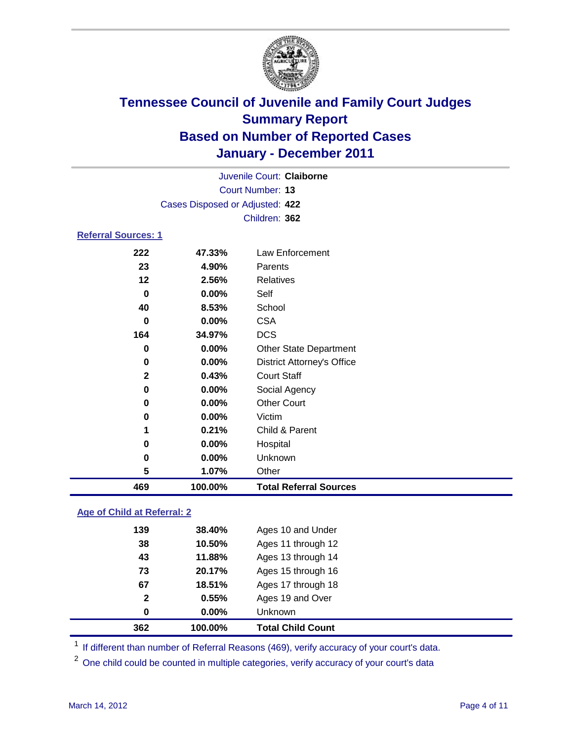# Tennessee Council of Juvenile and Family Court Judges
## Summary Report
## Based on Number of Reported Cases
## January - December 2011

Juvenile Court: **Claiborne**
Court Number: **13**
Cases Disposed or Adjusted: **422**
Children: **362**

### Referral Sources: 1

| | | |
|---|---|---|
| 222 | 47.33% | Law Enforcement |
| 23 | 4.90% | Parents |
| 12 | 2.56% | Relatives |
| 0 | 0.00% | Self |
| 40 | 8.53% | School |
| 0 | 0.00% | CSA |
| 164 | 34.97% | DCS |
| 0 | 0.00% | Other State Department |
| 0 | 0.00% | District Attorney's Office |
| 2 | 0.43% | Court Staff |
| 0 | 0.00% | Social Agency |
| 0 | 0.00% | Other Court |
| 0 | 0.00% | Victim |
| 1 | 0.21% | Child & Parent |
| 0 | 0.00% | Hospital |
| 0 | 0.00% | Unknown |
| 5 | 1.07% | Other |
| **469** | **100.00%** | **Total Referral Sources** |

### Age of Child at Referral: 2

| | | |
|---|---|---|
| 139 | 38.40% | Ages 10 and Under |
| 38 | 10.50% | Ages 11 through 12 |
| 43 | 11.88% | Ages 13 through 14 |
| 73 | 20.17% | Ages 15 through 16 |
| 67 | 18.51% | Ages 17 through 18 |
| 2 | 0.55% | Ages 19 and Over |
| 0 | 0.00% | Unknown |
| **362** | **100.00%** | **Total Child Count** |

[1] If different than number of Referral Reasons (469), verify accuracy of your court's data.

[2] One child could be counted in multiple categories, verify accuracy of your court's data

March 14, 2012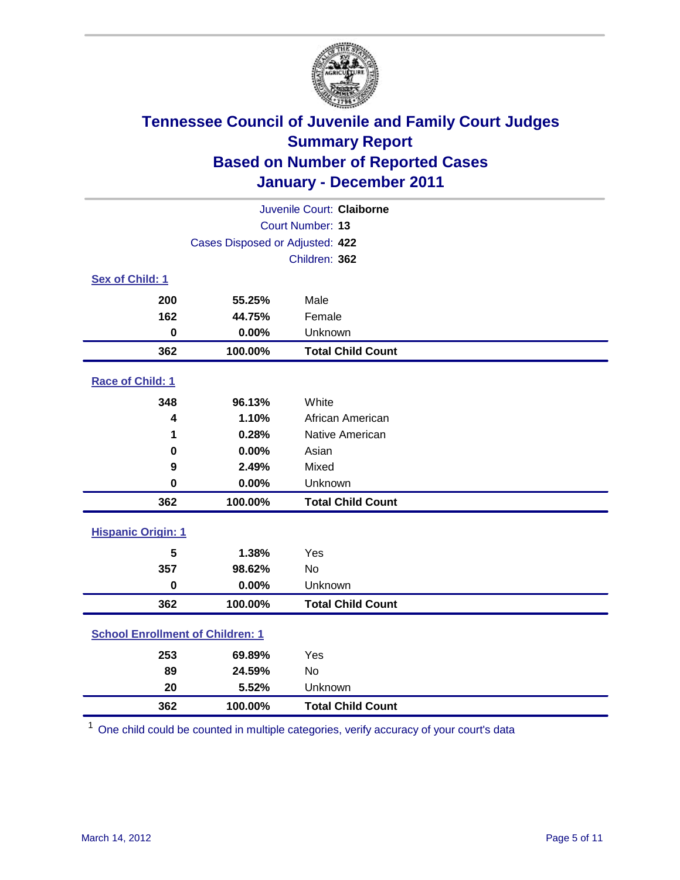# Tennessee Council of Juvenile and Family Court Judges
# Summary Report
# Based on Number of Reported Cases
# January - December 2011

Juvenile Court: **Claiborne**

Court Number: **13**

Cases Disposed or Adjusted: **422**

Children: **362**

## Sex of Child: 1

| | | |
|---|---|---|
| **200** | **55.25%** | Male |
| **162** | **44.75%** | Female |
| **0** | **0.00%** | Unknown |
| **362** | **100.00%** | **Total Child Count** |

## Race of Child: 1

| | | |
|---|---|---|
| **348** | **96.13%** | White |
| **4** | **1.10%** | African American |
| **1** | **0.28%** | Native American |
| **0** | **0.00%** | Asian |
| **9** | **2.49%** | Mixed |
| **0** | **0.00%** | Unknown |
| **362** | **100.00%** | **Total Child Count** |

## Hispanic Origin: 1

| | | |
|---|---|---|
| **5** | **1.38%** | Yes |
| **357** | **98.62%** | No |
| **0** | **0.00%** | Unknown |
| **362** | **100.00%** | **Total Child Count** |

## School Enrollment of Children: 1

| | | |
|---|---|---|
| **253** | **69.89%** | Yes |
| **89** | **24.59%** | No |
| **20** | **5.52%** | Unknown |
| **362** | **100.00%** | **Total Child Count** |

[1] One child could be counted in multiple categories, verify accuracy of your court's data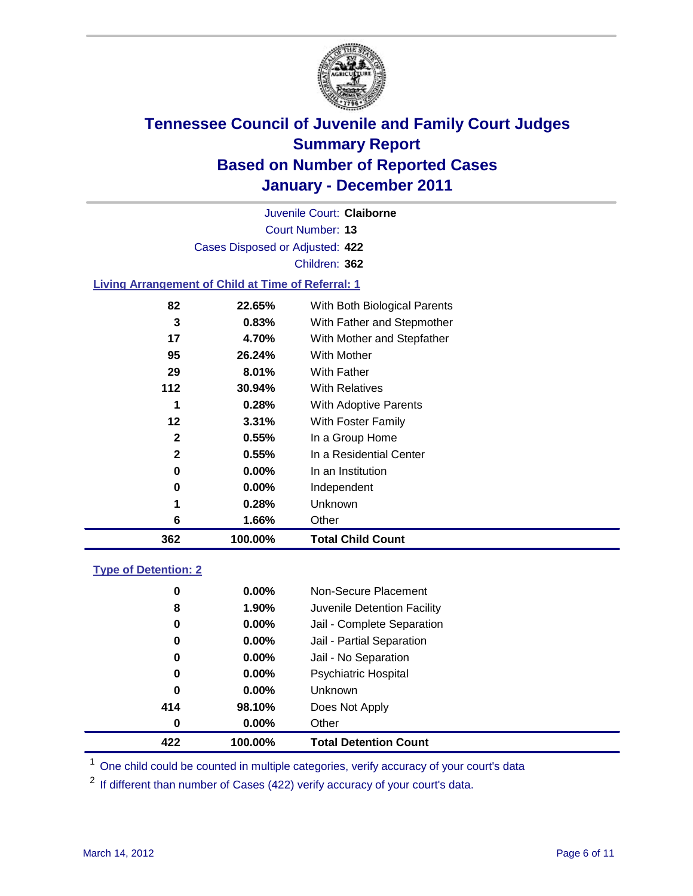# Tennessee Council of Juvenile and Family Court Judges
## Summary Report
## Based on Number of Reported Cases
## January - December 2011

Juvenile Court: **Claiborne**
Court Number: **13**
Cases Disposed or Adjusted: **422**
Children: **362**

### Living Arrangement of Child at Time of Referral: 1

| | | |
|---|---|---|
| 82 | 22.65% | With Both Biological Parents |
| 3 | 0.83% | With Father and Stepmother |
| 17 | 4.70% | With Mother and Stepfather |
| 95 | 26.24% | With Mother |
| 29 | 8.01% | With Father |
| 112 | 30.94% | With Relatives |
| 1 | 0.28% | With Adoptive Parents |
| 12 | 3.31% | With Foster Family |
| 2 | 0.55% | In a Group Home |
| 2 | 0.55% | In a Residential Center |
| 0 | 0.00% | In an Institution |
| 0 | 0.00% | Independent |
| 1 | 0.28% | Unknown |
| 6 | 1.66% | Other |
| **362** | **100.00%** | **Total Child Count** |

### Type of Detention: 2

| | | |
|---|---|---|
| 0 | 0.00% | Non-Secure Placement |
| 8 | 1.90% | Juvenile Detention Facility |
| 0 | 0.00% | Jail - Complete Separation |
| 0 | 0.00% | Jail - Partial Separation |
| 0 | 0.00% | Jail - No Separation |
| 0 | 0.00% | Psychiatric Hospital |
| 0 | 0.00% | Unknown |
| 414 | 98.10% | Does Not Apply |
| 0 | 0.00% | Other |
| **422** | **100.00%** | **Total Detention Count** |

[1] One child could be counted in multiple categories, verify accuracy of your court's data

[2] If different than number of Cases (422) verify accuracy of your court's data.

March 14, 2012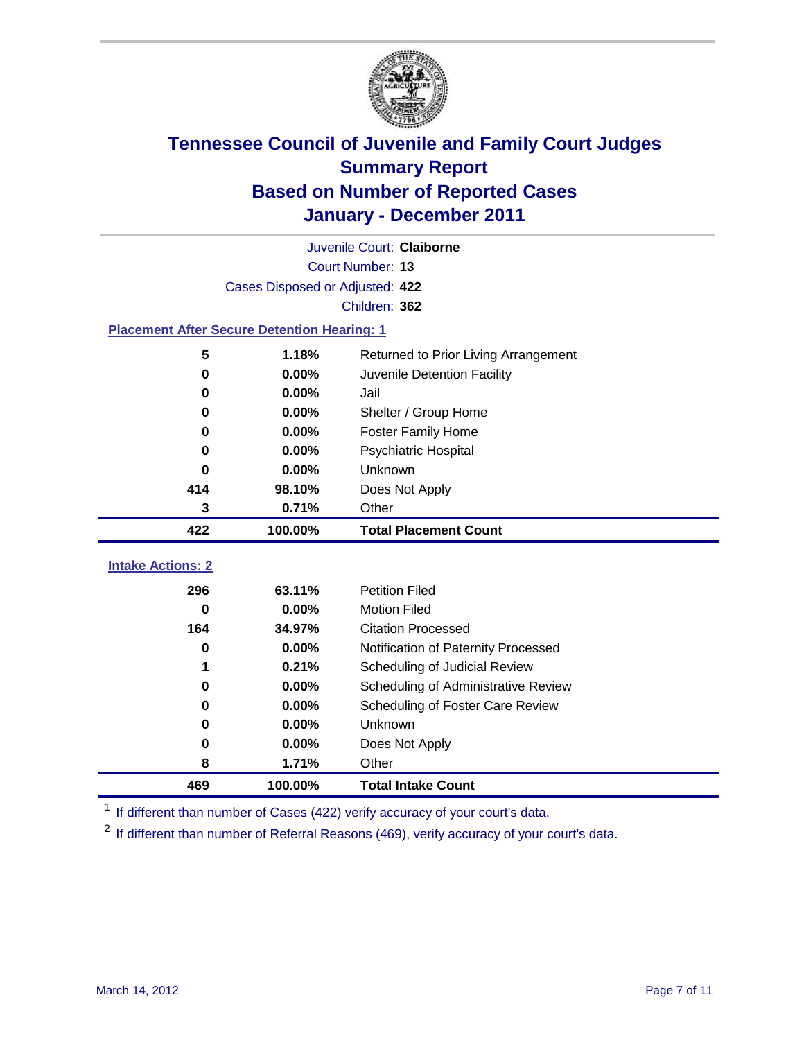# Tennessee Council of Juvenile and Family Court Judges
## Summary Report
## Based on Number of Reported Cases
## January - December 2011

Juvenile Court: **Claiborne**
Court Number: **13**
Cases Disposed or Adjusted: **422**
Children: **362**

### Placement After Secure Detention Hearing: 1

| | | |
|---|---|---|
| 5 | 1.18% | Returned to Prior Living Arrangement |
| 0 | 0.00% | Juvenile Detention Facility |
| 0 | 0.00% | Jail |
| 0 | 0.00% | Shelter / Group Home |
| 0 | 0.00% | Foster Family Home |
| 0 | 0.00% | Psychiatric Hospital |
| 0 | 0.00% | Unknown |
| 414 | 98.10% | Does Not Apply |
| 3 | 0.71% | Other |
| **422** | **100.00%** | **Total Placement Count** |

### Intake Actions: 2

| | | |
|---|---|---|
| 296 | 63.11% | Petition Filed |
| 0 | 0.00% | Motion Filed |
| 164 | 34.97% | Citation Processed |
| 0 | 0.00% | Notification of Paternity Processed |
| 1 | 0.21% | Scheduling of Judicial Review |
| 0 | 0.00% | Scheduling of Administrative Review |
| 0 | 0.00% | Scheduling of Foster Care Review |
| 0 | 0.00% | Unknown |
| 0 | 0.00% | Does Not Apply |
| 8 | 1.71% | Other |
| **469** | **100.00%** | **Total Intake Count** |

[1] If different than number of Cases (422) verify accuracy of your court's data.

[2] If different than number of Referral Reasons (469), verify accuracy of your court's data.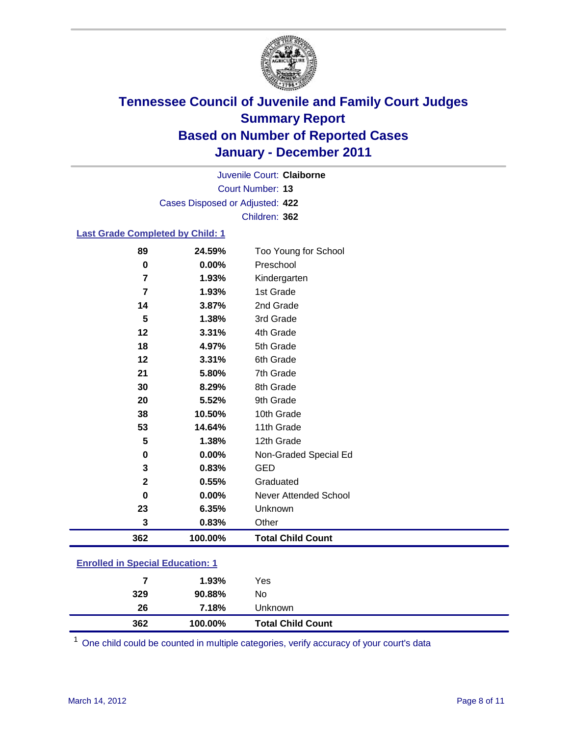# Tennessee Council of Juvenile and Family Court Judges
## Summary Report
## Based on Number of Reported Cases
## January - December 2011

Juvenile Court: **Claiborne**
Court Number: **13**
Cases Disposed or Adjusted: **422**
Children: **362**

### Last Grade Completed by Child: 1

| | | |
|---|---|---|
| 89 | 24.59% | Too Young for School |
| 0 | 0.00% | Preschool |
| 7 | 1.93% | Kindergarten |
| 7 | 1.93% | 1st Grade |
| 14 | 3.87% | 2nd Grade |
| 5 | 1.38% | 3rd Grade |
| 12 | 3.31% | 4th Grade |
| 18 | 4.97% | 5th Grade |
| 12 | 3.31% | 6th Grade |
| 21 | 5.80% | 7th Grade |
| 30 | 8.29% | 8th Grade |
| 20 | 5.52% | 9th Grade |
| 38 | 10.50% | 10th Grade |
| 53 | 14.64% | 11th Grade |
| 5 | 1.38% | 12th Grade |
| 0 | 0.00% | Non-Graded Special Ed |
| 3 | 0.83% | GED |
| 2 | 0.55% | Graduated |
| 0 | 0.00% | Never Attended School |
| 23 | 6.35% | Unknown |
| 3 | 0.83% | Other |
| **362** | **100.00%** | **Total Child Count** |

### Enrolled in Special Education: 1

| | | |
|---|---|---|
| 7 | 1.93% | Yes |
| 329 | 90.88% | No |
| 26 | 7.18% | Unknown |
| **362** | **100.00%** | **Total Child Count** |

[1] One child could be counted in multiple categories, verify accuracy of your court's data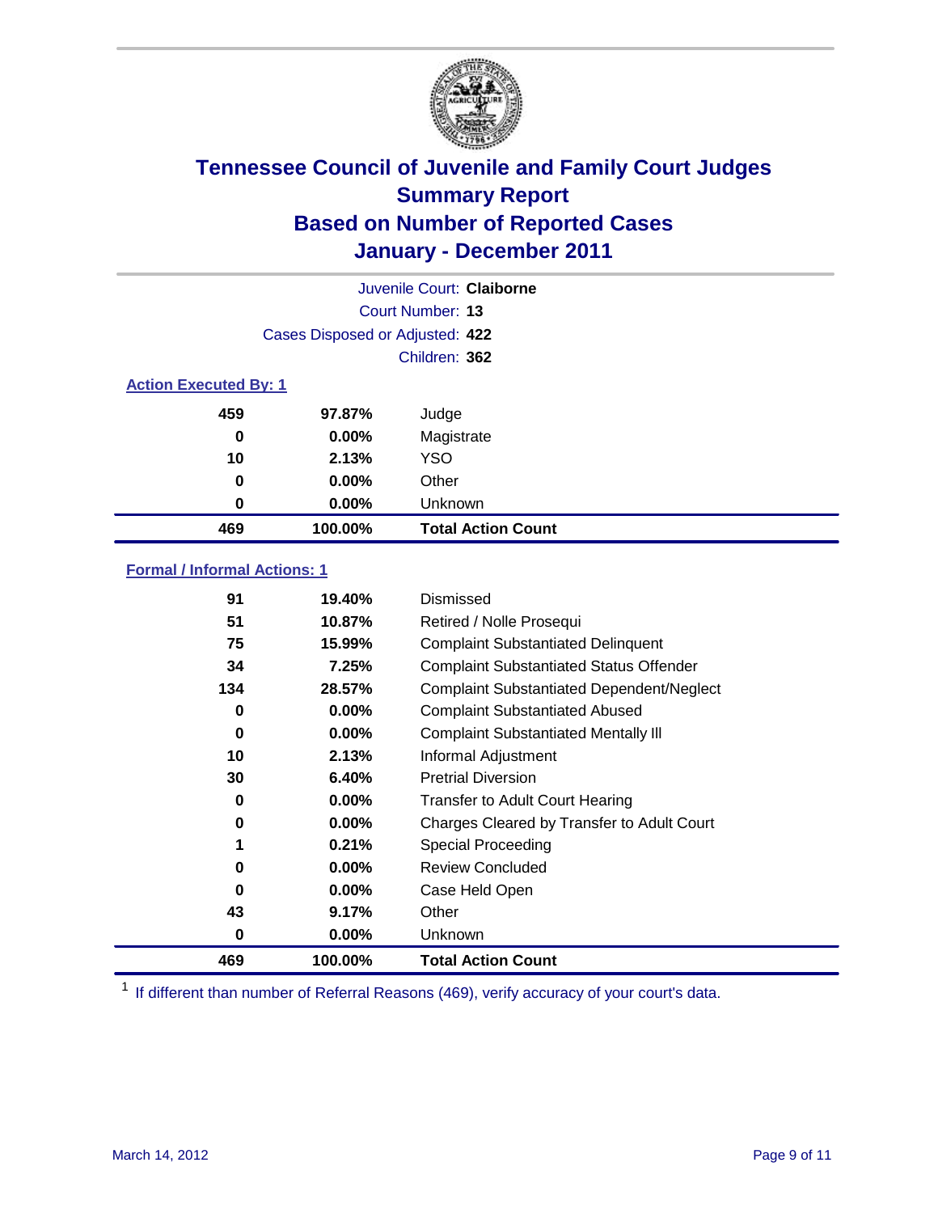# Tennessee Council of Juvenile and Family Court Judges
## Summary Report
## Based on Number of Reported Cases
## January - December 2011

Juvenile Court: **Claiborne**

Court Number: **13**

Cases Disposed or Adjusted: **422**

Children: **362**

### Action Executed By: 1

| | | |
|---|---|---|
| 459 | 97.87% | Judge |
| 0 | 0.00% | Magistrate |
| 10 | 2.13% | YSO |
| 0 | 0.00% | Other |
| 0 | 0.00% | Unknown |
| **469** | **100.00%** | **Total Action Count** |

### Formal / Informal Actions: 1

| | | |
|---|---|---|
| 91 | 19.40% | Dismissed |
| 51 | 10.87% | Retired / Nolle Prosequi |
| 75 | 15.99% | Complaint Substantiated Delinquent |
| 34 | 7.25% | Complaint Substantiated Status Offender |
| 134 | 28.57% | Complaint Substantiated Dependent/Neglect |
| 0 | 0.00% | Complaint Substantiated Abused |
| 0 | 0.00% | Complaint Substantiated Mentally Ill |
| 10 | 2.13% | Informal Adjustment |
| 30 | 6.40% | Pretrial Diversion |
| 0 | 0.00% | Transfer to Adult Court Hearing |
| 0 | 0.00% | Charges Cleared by Transfer to Adult Court |
| 1 | 0.21% | Special Proceeding |
| 0 | 0.00% | Review Concluded |
| 0 | 0.00% | Case Held Open |
| 43 | 9.17% | Other |
| 0 | 0.00% | Unknown |
| **469** | **100.00%** | **Total Action Count** |

[1] If different than number of Referral Reasons (469), verify accuracy of your court's data.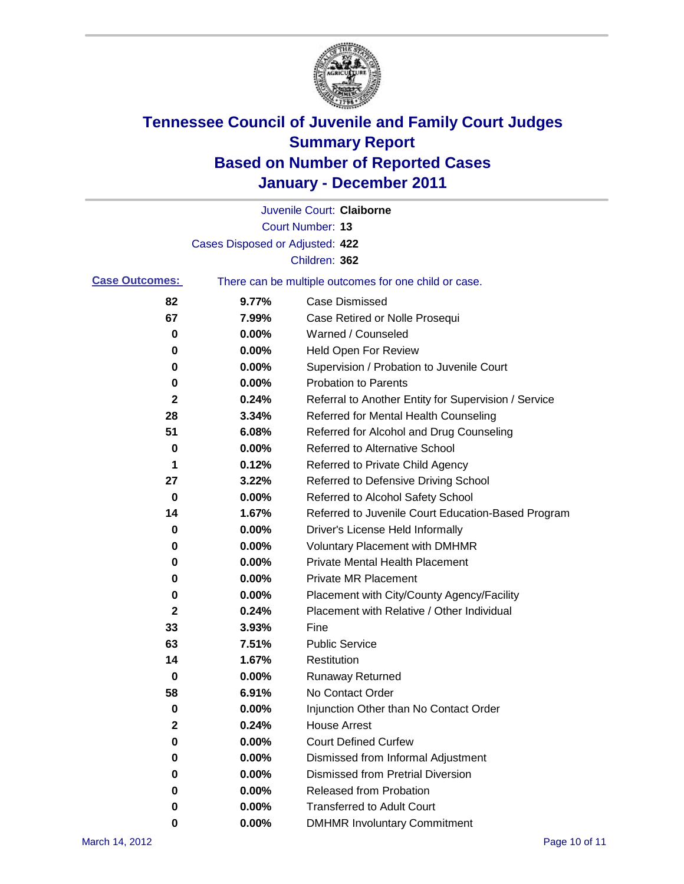# Tennessee Council of Juvenile and Family Court Judges
## Summary Report
## Based on Number of Reported Cases
## January - December 2011

Juvenile Court: **Claiborne**

Court Number: **13**

Cases Disposed or Adjusted: **422**

Children: **362**

**Case Outcomes:** There can be multiple outcomes for one child or case.

| | | |
|---|---|---|
| 82 | 9.77% | Case Dismissed |
| 67 | 7.99% | Case Retired or Nolle Prosequi |
| 0 | 0.00% | Warned / Counseled |
| 0 | 0.00% | Held Open For Review |
| 0 | 0.00% | Supervision / Probation to Juvenile Court |
| 0 | 0.00% | Probation to Parents |
| 2 | 0.24% | Referral to Another Entity for Supervision / Service |
| 28 | 3.34% | Referred for Mental Health Counseling |
| 51 | 6.08% | Referred for Alcohol and Drug Counseling |
| 0 | 0.00% | Referred to Alternative School |
| 1 | 0.12% | Referred to Private Child Agency |
| 27 | 3.22% | Referred to Defensive Driving School |
| 0 | 0.00% | Referred to Alcohol Safety School |
| 14 | 1.67% | Referred to Juvenile Court Education-Based Program |
| 0 | 0.00% | Driver's License Held Informally |
| 0 | 0.00% | Voluntary Placement with DMHMR |
| 0 | 0.00% | Private Mental Health Placement |
| 0 | 0.00% | Private MR Placement |
| 0 | 0.00% | Placement with City/County Agency/Facility |
| 2 | 0.24% | Placement with Relative / Other Individual |
| 33 | 3.93% | Fine |
| 63 | 7.51% | Public Service |
| 14 | 1.67% | Restitution |
| 0 | 0.00% | Runaway Returned |
| 58 | 6.91% | No Contact Order |
| 0 | 0.00% | Injunction Other than No Contact Order |
| 2 | 0.24% | House Arrest |
| 0 | 0.00% | Court Defined Curfew |
| 0 | 0.00% | Dismissed from Informal Adjustment |
| 0 | 0.00% | Dismissed from Pretrial Diversion |
| 0 | 0.00% | Released from Probation |
| 0 | 0.00% | Transferred to Adult Court |
| 0 | 0.00% | DMHMR Involuntary Commitment |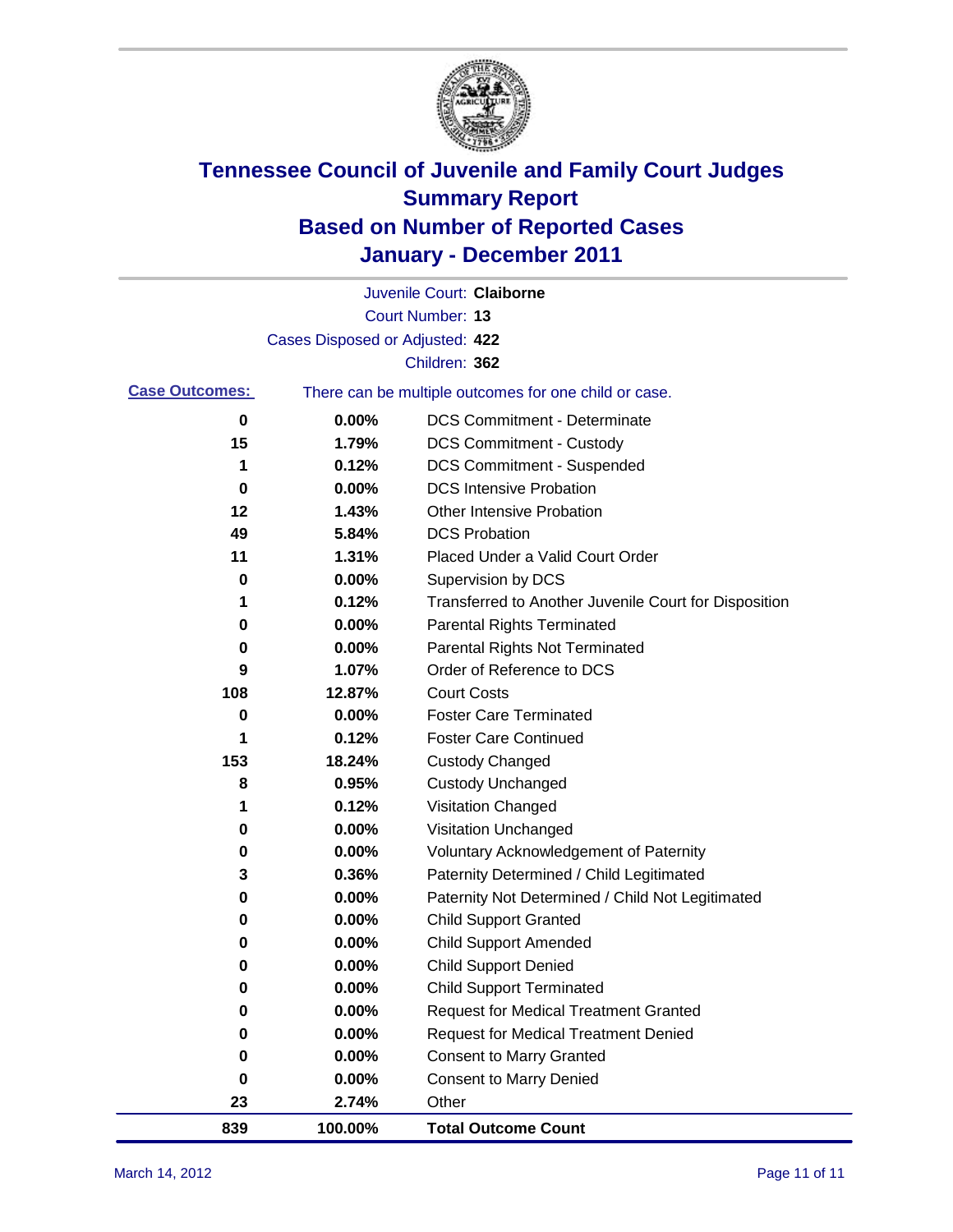# Tennessee Council of Juvenile and Family Court Judges
## Summary Report
## Based on Number of Reported Cases
## January - December 2011

Juvenile Court: **Claiborne**
Court Number: **13**
Cases Disposed or Adjusted: **422**
Children: **362**

**Case Outcomes:** There can be multiple outcomes for one child or case.

| | | |
|---|---|---|
| 0 | 0.00% | DCS Commitment - Determinate |
| 15 | 1.79% | DCS Commitment - Custody |
| 1 | 0.12% | DCS Commitment - Suspended |
| 0 | 0.00% | DCS Intensive Probation |
| 12 | 1.43% | Other Intensive Probation |
| 49 | 5.84% | DCS Probation |
| 11 | 1.31% | Placed Under a Valid Court Order |
| 0 | 0.00% | Supervision by DCS |
| 1 | 0.12% | Transferred to Another Juvenile Court for Disposition |
| 0 | 0.00% | Parental Rights Terminated |
| 0 | 0.00% | Parental Rights Not Terminated |
| 9 | 1.07% | Order of Reference to DCS |
| 108 | 12.87% | Court Costs |
| 0 | 0.00% | Foster Care Terminated |
| 1 | 0.12% | Foster Care Continued |
| 153 | 18.24% | Custody Changed |
| 8 | 0.95% | Custody Unchanged |
| 1 | 0.12% | Visitation Changed |
| 0 | 0.00% | Visitation Unchanged |
| 0 | 0.00% | Voluntary Acknowledgement of Paternity |
| 3 | 0.36% | Paternity Determined / Child Legitimated |
| 0 | 0.00% | Paternity Not Determined / Child Not Legitimated |
| 0 | 0.00% | Child Support Granted |
| 0 | 0.00% | Child Support Amended |
| 0 | 0.00% | Child Support Denied |
| 0 | 0.00% | Child Support Terminated |
| 0 | 0.00% | Request for Medical Treatment Granted |
| 0 | 0.00% | Request for Medical Treatment Denied |
| 0 | 0.00% | Consent to Marry Granted |
| 0 | 0.00% | Consent to Marry Denied |
| 23 | 2.74% | Other |
| **839** | **100.00%** | **Total Outcome Count** |